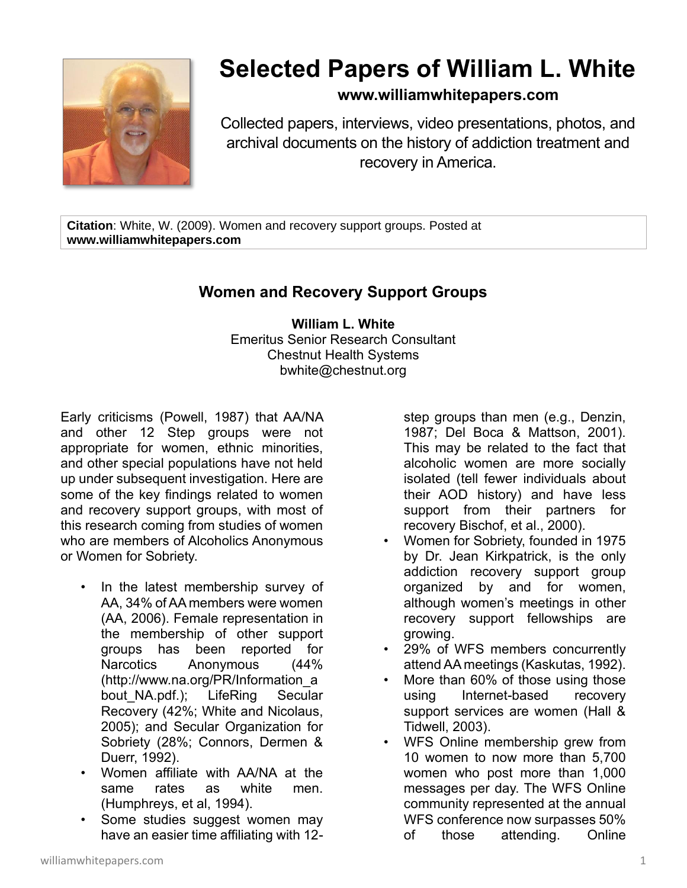# Selected Papers of William L. White

**www.williamwhitepapers.com**

Collected papers, interviews, video presentations, photos, and archival documents on the history of addiction treatment and recovery in America.

**Citation**: White, W. (2009). Women and recovery support groups. Posted at **www.williamwhitepapers.com**

## Women and Recovery Support Groups

**William L. White**
Emeritus Senior Research Consultant
Chestnut Health Systems
bwhite@chestnut.org

Early criticisms (Powell, 1987) that AA/NA and other 12 Step groups were not appropriate for women, ethnic minorities, and other special populations have not held up under subsequent investigation. Here are some of the key findings related to women and recovery support groups, with most of this research coming from studies of women who are members of Alcoholics Anonymous or Women for Sobriety.

- In the latest membership survey of AA, 34% of AA members were women (AA, 2006). Female representation in the membership of other support groups has been reported for Narcotics Anonymous (44% (http://www.na.org/PR/Information_about_NA.pdf.); LifeRing Secular Recovery (42%; White and Nicolaus, 2005); and Secular Organization for Sobriety (28%; Connors, Dermen & Duerr, 1992).
- Women affiliate with AA/NA at the same rates as white men. (Humphreys, et al, 1994).
- Some studies suggest women may have an easier time affiliating with 12-step groups than men (e.g., Denzin, 1987; Del Boca & Mattson, 2001). This may be related to the fact that alcoholic women are more socially isolated (tell fewer individuals about their AOD history) and have less support from their partners for recovery Bischof, et al., 2000).
- Women for Sobriety, founded in 1975 by Dr. Jean Kirkpatrick, is the only addiction recovery support group organized by and for women, although women's meetings in other recovery support fellowships are growing.
- 29% of WFS members concurrently attend AA meetings (Kaskutas, 1992).
- More than 60% of those using those using Internet-based recovery support services are women (Hall & Tidwell, 2003).
- WFS Online membership grew from 10 women to now more than 5,700 women who post more than 1,000 messages per day. The WFS Online community represented at the annual WFS conference now surpasses 50% of those attending. Online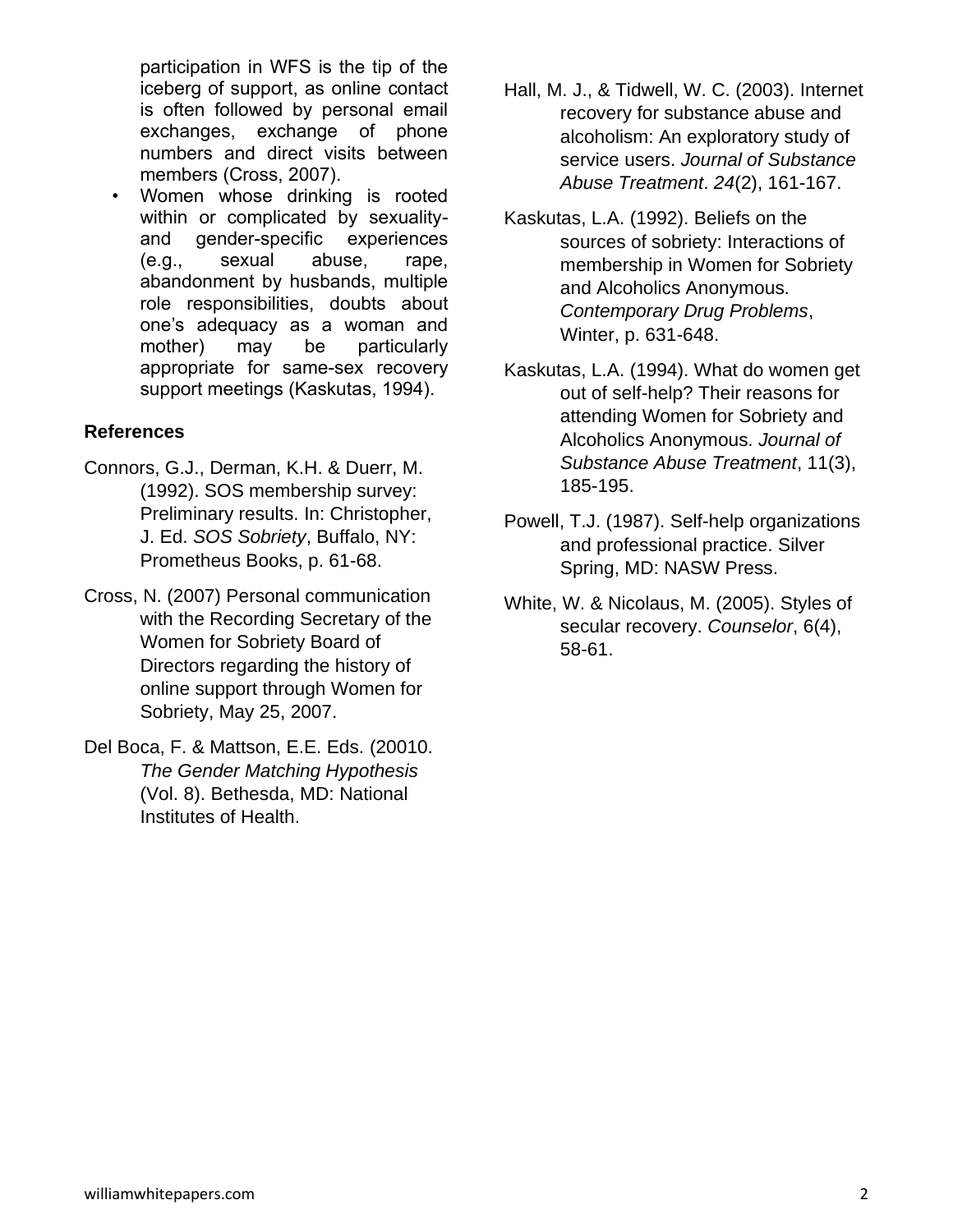participation in WFS is the tip of the iceberg of support, as online contact is often followed by personal email exchanges, exchange of phone numbers and direct visits between members (Cross, 2007).

- Women whose drinking is rooted within or complicated by sexuality- and gender-specific experiences (e.g., sexual abuse, rape, abandonment by husbands, multiple role responsibilities, doubts about one's adequacy as a woman and mother) may be particularly appropriate for same-sex recovery support meetings (Kaskutas, 1994).

**References**

Connors, G.J., Derman, K.H. & Duerr, M. (1992). SOS membership survey: Preliminary results. In: Christopher, J. Ed. *SOS Sobriety*, Buffalo, NY: Prometheus Books, p. 61-68.

Cross, N. (2007) Personal communication with the Recording Secretary of the Women for Sobriety Board of Directors regarding the history of online support through Women for Sobriety, May 25, 2007.

Del Boca, F. & Mattson, E.E. Eds. (20010. *The Gender Matching Hypothesis* (Vol. 8). Bethesda, MD: National Institutes of Health.

Hall, M. J., & Tidwell, W. C. (2003). Internet recovery for substance abuse and alcoholism: An exploratory study of service users. *Journal of Substance Abuse Treatment*. *24*(2), 161-167.

Kaskutas, L.A. (1992). Beliefs on the sources of sobriety: Interactions of membership in Women for Sobriety and Alcoholics Anonymous. *Contemporary Drug Problems*, Winter, p. 631-648.

Kaskutas, L.A. (1994). What do women get out of self-help? Their reasons for attending Women for Sobriety and Alcoholics Anonymous. *Journal of Substance Abuse Treatment*, 11(3), 185-195.

Powell, T.J. (1987). Self-help organizations and professional practice. Silver Spring, MD: NASW Press.

White, W. & Nicolaus, M. (2005). Styles of secular recovery. *Counselor*, 6(4), 58-61.